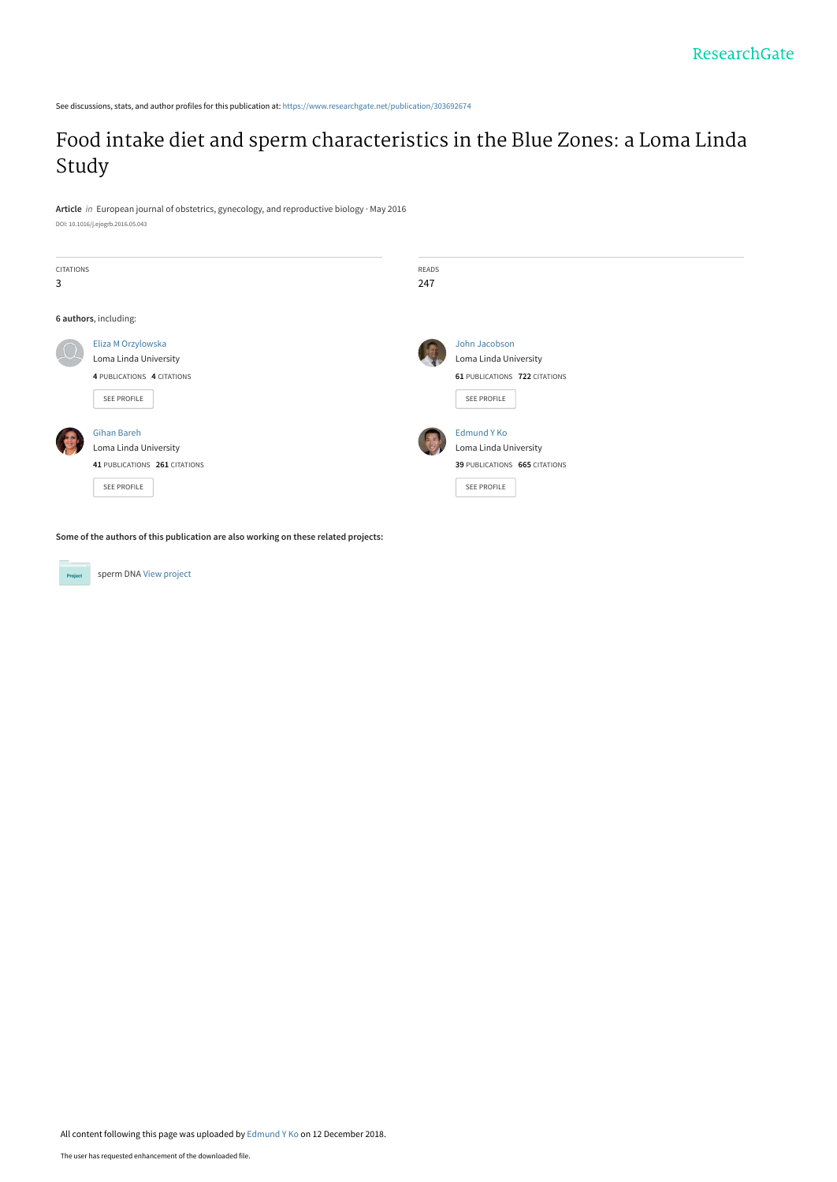See discussions, stats, and author profiles for this publication at: https://www.researchgate.net/publication/303692674

# Food intake diet and sperm characteristics in the Blue Zones: a Loma Linda Study

**Article** *in* European journal of obstetrics, gynecology, and reproductive biology · May 2016

DOI: 10.1016/j.ejogrb.2016.05.043

| CITATIONS | READS |
| --- | --- |
| 3 | 247 |

**6 authors**, including:

Eliza M Orzylowska
Loma Linda University
**4** PUBLICATIONS **4** CITATIONS
SEE PROFILE

John Jacobson
Loma Linda University
**61** PUBLICATIONS **722** CITATIONS
SEE PROFILE

Gihan Bareh
Loma Linda University
**41** PUBLICATIONS **261** CITATIONS
SEE PROFILE

Edmund Y Ko
Loma Linda University
**39** PUBLICATIONS **665** CITATIONS
SEE PROFILE

**Some of the authors of this publication are also working on these related projects:**

sperm DNA View project

All content following this page was uploaded by Edmund Y Ko on 12 December 2018.

The user has requested enhancement of the downloaded file.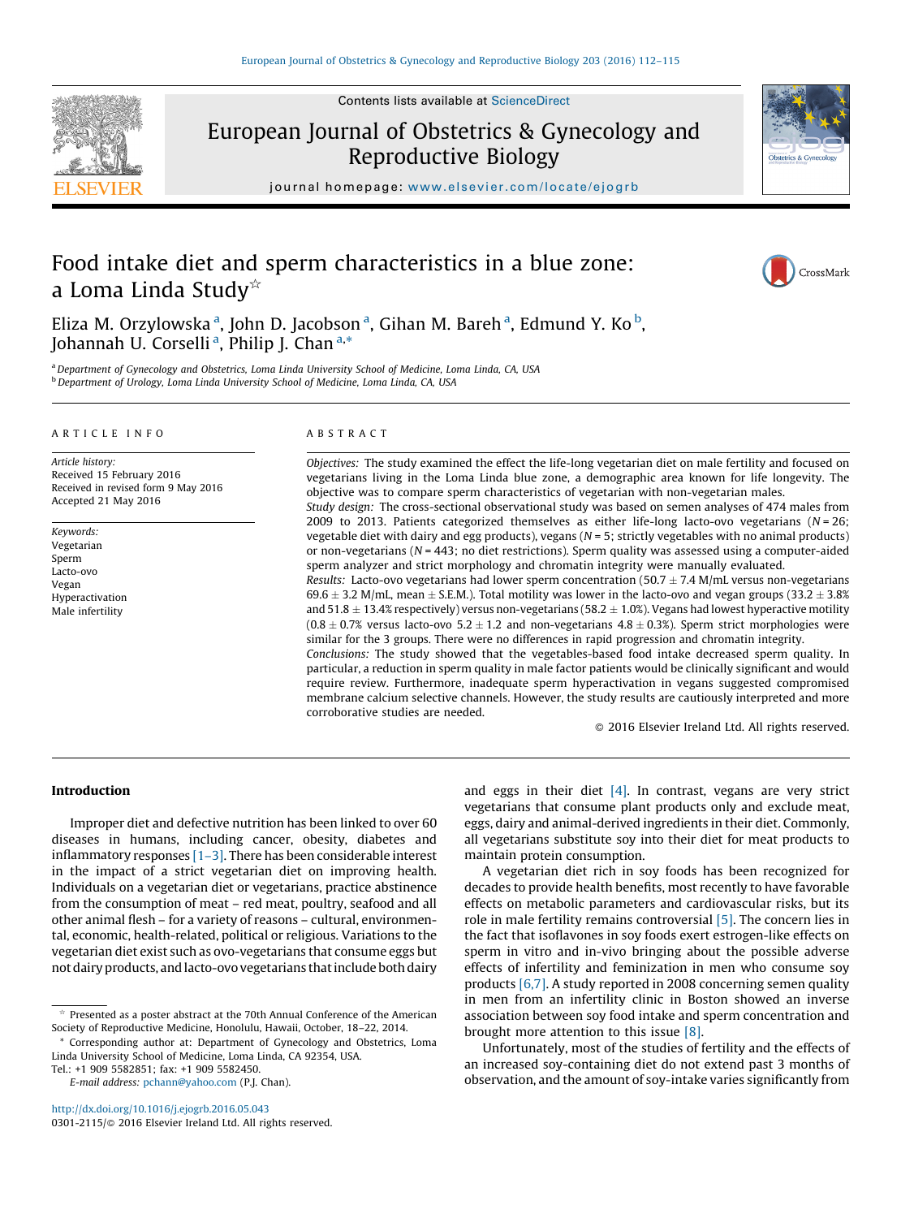# Food intake diet and sperm characteristics in a blue zone: a Loma Linda Study☆

Eliza M. Orzylowska[a], John D. Jacobson[a], Gihan M. Bareh[a], Edmund Y. Ko[b], Johannah U. Corselli[a], Philip J. Chan[a,*]

[a] Department of Gynecology and Obstetrics, Loma Linda University School of Medicine, Loma Linda, CA, USA

[b] Department of Urology, Loma Linda University School of Medicine, Loma Linda, CA, USA

## ARTICLE INFO

*Article history:*
Received 15 February 2016
Received in revised form 9 May 2016
Accepted 21 May 2016

*Keywords:*
Vegetarian
Sperm
Lacto-ovo
Vegan
Hyperactivation
Male infertility

## ABSTRACT

*Objectives:* The study examined the effect the life-long vegetarian diet on male fertility and focused on vegetarians living in the Loma Linda blue zone, a demographic area known for life longevity. The objective was to compare sperm characteristics of vegetarian with non-vegetarian males.

*Study design:* The cross-sectional observational study was based on semen analyses of 474 males from 2009 to 2013. Patients categorized themselves as either life-long lacto-ovo vegetarians (N = 26; vegetable diet with dairy and egg products), vegans (N = 5; strictly vegetables with no animal products) or non-vegetarians (N = 443; no diet restrictions). Sperm quality was assessed using a computer-aided sperm analyzer and strict morphology and chromatin integrity were manually evaluated.

*Results:* Lacto-ovo vegetarians had lower sperm concentration (50.7 ± 7.4 M/mL versus non-vegetarians 69.6 ± 3.2 M/mL, mean ± S.E.M.). Total motility was lower in the lacto-ovo and vegan groups (33.2 ± 3.8% and 51.8 ± 13.4% respectively) versus non-vegetarians (58.2 ± 1.0%). Vegans had lowest hyperactive motility (0.8 ± 0.7% versus lacto-ovo 5.2 ± 1.2 and non-vegetarians 4.8 ± 0.3%). Sperm strict morphologies were similar for the 3 groups. There were no differences in rapid progression and chromatin integrity.

*Conclusions:* The study showed that the vegetables-based food intake decreased sperm quality. In particular, a reduction in sperm quality in male factor patients would be clinically significant and would require review. Furthermore, inadequate sperm hyperactivation in vegans suggested compromised membrane calcium selective channels. However, the study results are cautiously interpreted and more corroborative studies are needed.

© 2016 Elsevier Ireland Ltd. All rights reserved.

## Introduction

Improper diet and defective nutrition has been linked to over 60 diseases in humans, including cancer, obesity, diabetes and inflammatory responses [1–3]. There has been considerable interest in the impact of a strict vegetarian diet on improving health. Individuals on a vegetarian diet or vegetarians, practice abstinence from the consumption of meat – red meat, poultry, seafood and all other animal flesh – for a variety of reasons – cultural, environmental, economic, health-related, political or religious. Variations to the vegetarian diet exist such as ovo-vegetarians that consume eggs but not dairy products, and lacto-ovo vegetarians that include both dairy and eggs in their diet [4]. In contrast, vegans are very strict vegetarians that consume plant products only and exclude meat, eggs, dairy and animal-derived ingredients in their diet. Commonly, all vegetarians substitute soy into their diet for meat products to maintain protein consumption.

A vegetarian diet rich in soy foods has been recognized for decades to provide health benefits, most recently to have favorable effects on metabolic parameters and cardiovascular risks, but its role in male fertility remains controversial [5]. The concern lies in the fact that isoflavones in soy foods exert estrogen-like effects on sperm in vitro and in-vivo bringing about the possible adverse effects of infertility and feminization in men who consume soy products [6,7]. A study reported in 2008 concerning semen quality in men from an infertility clinic in Boston showed an inverse association between soy food intake and sperm concentration and brought more attention to this issue [8].

Unfortunately, most of the studies of fertility and the effects of an increased soy-containing diet do not extend past 3 months of observation, and the amount of soy-intake varies significantly from

☆ Presented as a poster abstract at the 70th Annual Conference of the American Society of Reproductive Medicine, Honolulu, Hawaii, October, 18–22, 2014.

* Corresponding author at: Department of Gynecology and Obstetrics, Loma Linda University School of Medicine, Loma Linda, CA 92354, USA. Tel.: +1 909 5582851; fax: +1 909 5582450.
*E-mail address:* pchann@yahoo.com (P.J. Chan).

http://dx.doi.org/10.1016/j.ejogrb.2016.05.043
0301-2115/© 2016 Elsevier Ireland Ltd. All rights reserved.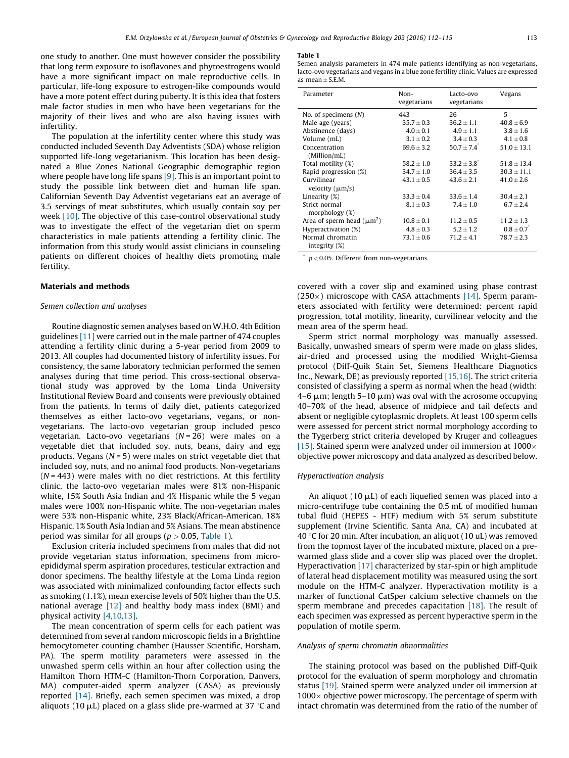one study to another. One must however consider the possibility that long term exposure to isoflavones and phytoestrogens would have a more significant impact on male reproductive cells. In particular, life-long exposure to estrogen-like compounds would have a more potent effect during puberty. It is this idea that fosters male factor studies in men who have been vegetarians for the majority of their lives and who are also having issues with infertility.

The population at the infertility center where this study was conducted included Seventh Day Adventists (SDA) whose religion supported life-long vegetarianism. This location has been designated a Blue Zones National Geographic demographic region where people have long life spans [9]. This is an important point to study the possible link between diet and human life span. Californian Seventh Day Adventist vegetarians eat an average of 3.5 servings of meat substitutes, which usually contain soy per week [10]. The objective of this case-control observational study was to investigate the effect of the vegetarian diet on sperm characteristics in male patients attending a fertility clinic. The information from this study would assist clinicians in counseling patients on different choices of healthy diets promoting male fertility.

## Materials and methods

### Semen collection and analyses

Routine diagnostic semen analyses based on W.H.O. 4th Edition guidelines [11] were carried out in the male partner of 474 couples attending a fertility clinic during a 5-year period from 2009 to 2013. All couples had documented history of infertility issues. For consistency, the same laboratory technician performed the semen analyses during that time period. This cross-sectional observational study was approved by the Loma Linda University Institutional Review Board and consents were previously obtained from the patients. In terms of daily diet, patients categorized themselves as either lacto-ovo vegetarians, vegans, or non-vegetarians. The lacto-ovo vegetarian group included pesco vegetarian. Lacto-ovo vegetarians ($N = 26$) were males on a vegetable diet that included soy, nuts, beans, dairy and egg products. Vegans ($N = 5$) were males on strict vegetable diet that included soy, nuts, and no animal food products. Non-vegetarians ($N = 443$) were males with no diet restrictions. At this fertility clinic, the lacto-ovo vegetarian males were 81% non-Hispanic white, 15% South Asia Indian and 4% Hispanic while the 5 vegan males were 100% non-Hispanic white. The non-vegetarian males were 53% non-Hispanic white, 23% Black/African-American, 18% Hispanic, 1% South Asia Indian and 5% Asians. The mean abstinence period was similar for all groups ($p > 0.05$, Table 1).

Exclusion criteria included specimens from males that did not provide vegetarian status information, specimens from micro-epididymal sperm aspiration procedures, testicular extraction and donor specimens. The healthy lifestyle at the Loma Linda region was associated with minimalized confounding factor effects such as smoking (1.1%), mean exercise levels of 50% higher than the U.S. national average [12] and healthy body mass index (BMI) and physical activity [4,10,13].

The mean concentration of sperm cells for each patient was determined from several random microscopic fields in a Brightline hemocytometer counting chamber (Hausser Scientific, Horsham, PA). The sperm motility parameters were assessed in the unwashed sperm cells within an hour after collection using the Hamilton Thorn HTM-C (Hamilton-Thorn Corporation, Danvers, MA) computer-aided sperm analyzer (CASA) as previously reported [14]. Briefly, each semen specimen was mixed, a drop aliquots (10 μL) placed on a glass slide pre-warmed at 37 °C and covered with a cover slip and examined using phase contrast (250×) microscope with CASA attachments [14]. Sperm parameters associated with fertility were determined: percent rapid progression, total motility, linearity, curvilinear velocity and the mean area of the sperm head.

**Table 1**
Semen analysis parameters in 474 male patients identifying as non-vegetarians, lacto-ovo vegetarians and vegans in a blue zone fertility clinic. Values are expressed as mean ± S.E.M.

| Parameter | Non-vegetarians | Lacto-ovo vegetarians | Vegans |
|---|---|---|---|
| No. of specimens ($N$) | 443 | 26 | 5 |
| Male age (years) | 35.7 ± 0.3 | 36.2 ± 1.1 | 40.8 ± 6.9 |
| Abstinence (days) | 4.0 ± 0.1 | 4.9 ± 1.1 | 3.8 ± 1.6 |
| Volume (mL) | 3.1 ± 0.2 | 3.4 ± 0.3 | 4.1 ± 0.8 |
| Concentration (Million/mL) | 69.6 ± 3.2 | 50.7 ± 7.4* | 51.0 ± 13.1 |
| Total motility (%) | 58.2 ± 1.0 | 33.2 ± 3.8* | 51.8 ± 13.4 |
| Rapid progression (%) | 34.7 ± 1.0 | 36.4 ± 3.5 | 30.3 ± 11.1 |
| Curvilinear velocity (μm/s) | 43.1 ± 0.5 | 43.6 ± 2.1 | 41.0 ± 2.6 |
| Linearity (%) | 33.3 ± 0.4 | 33.6 ± 1.4 | 30.4 ± 2.1 |
| Strict normal morphology (%) | 8.1 ± 0.3 | 7.4 ± 1.0 | 6.7 ± 2.4 |
| Area of sperm head (μm$^2$) | 10.8 ± 0.1 | 11.2 ± 0.5 | 11.2 ± 1.3 |
| Hyperactivation (%) | 4.8 ± 0.3 | 5.2 ± 1.2 | 0.8 ± 0.7* |
| Normal chromatin integrity (%) | 73.1 ± 0.6 | 71.2 ± 4.1 | 78.7 ± 2.3 |

* $p < 0.05$. Different from non-vegetarians.

Sperm strict normal morphology was manually assessed. Basically, unwashed smears of sperm were made on glass slides, air-dried and processed using the modified Wright-Giemsa protocol (Diff-Quik Stain Set, Siemens Healthcare Diagnotics Inc., Newark, DE) as previously reported [15,16]. The strict criteria consisted of classifying a sperm as normal when the head (width: 4–6 μm; length 5–10 μm) was oval with the acrosome occupying 40–70% of the head, absence of midpiece and tail defects and absent or negligible cytoplasmic droplets. At least 100 sperm cells were assessed for percent strict normal morphology according to the Tygerberg strict criteria developed by Kruger and colleagues [15]. Stained sperm were analyzed under oil immersion at 1000× objective power microscopy and data analyzed as described below.

### Hyperactivation analysis

An aliquot (10 μL) of each liquefied semen was placed into a micro-centrifuge tube containing the 0.5 mL of modified human tubal fluid (HEPES - HTF) medium with 5% serum substitute supplement (Irvine Scientific, Santa Ana, CA) and incubated at 40 °C for 20 min. After incubation, an aliquot (10 uL) was removed from the topmost layer of the incubated mixture, placed on a pre-warmed glass slide and a cover slip was placed over the droplet. Hyperactivation [17] characterized by star-spin or high amplitude of lateral head displacement motility was measured using the sort module on the HTM-C analyzer. Hyperactivation motility is a marker of functional CatSper calcium selective channels on the sperm membrane and precedes capacitation [18]. The result of each specimen was expressed as percent hyperactive sperm in the population of motile sperm.

### Analysis of sperm chromatin abnormalities

The staining protocol was based on the published Diff-Quik protocol for the evaluation of sperm morphology and chromatin status [19]. Stained sperm were analyzed under oil immersion at 1000× objective power microscopy. The percentage of sperm with intact chromatin was determined from the ratio of the number of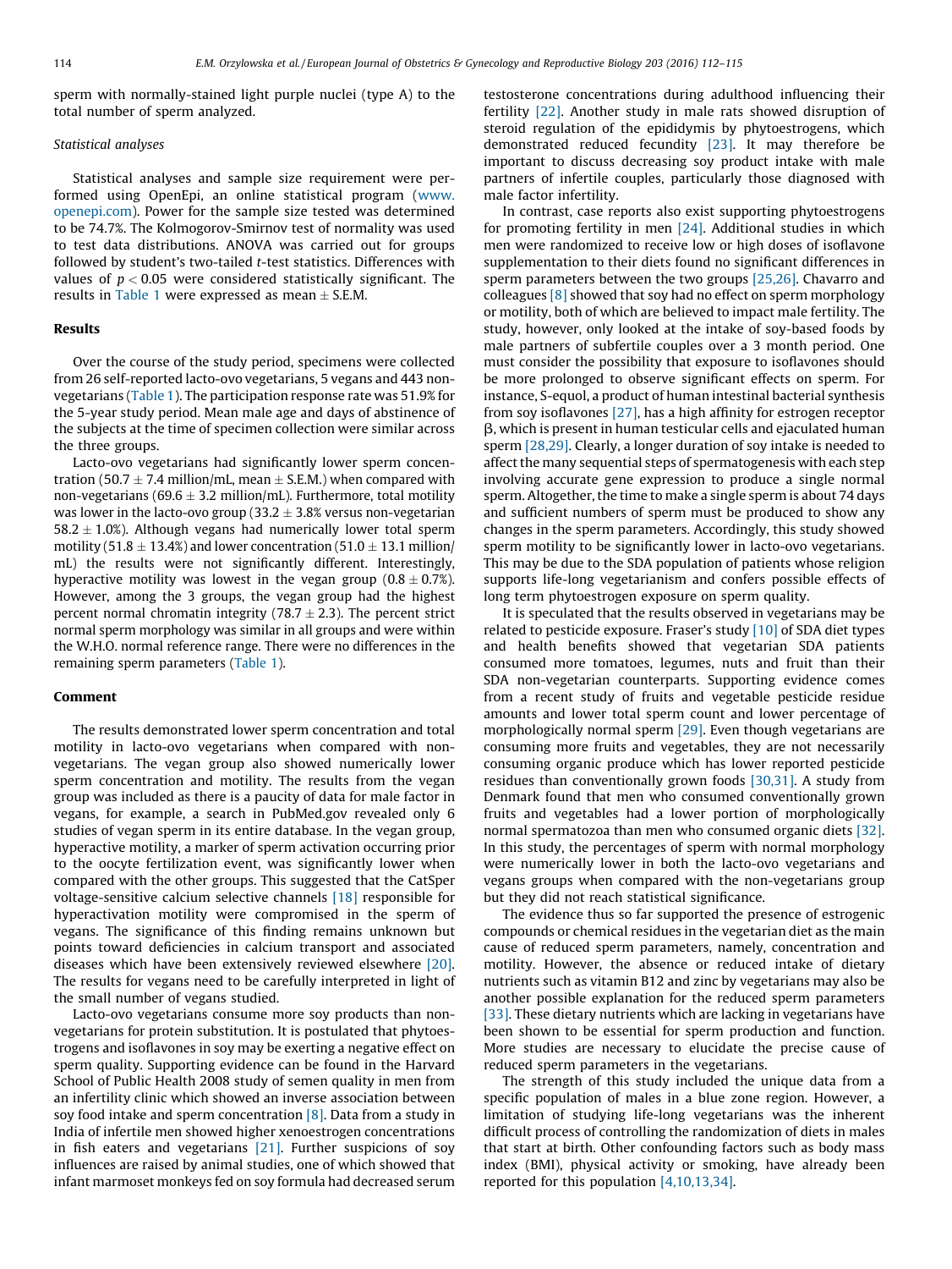sperm with normally-stained light purple nuclei (type A) to the total number of sperm analyzed.

### Statistical analyses

Statistical analyses and sample size requirement were performed using OpenEpi, an online statistical program (www.openepi.com). Power for the sample size tested was determined to be 74.7%. The Kolmogorov-Smirnov test of normality was used to test data distributions. ANOVA was carried out for groups followed by student's two-tailed $t$-test statistics. Differences with values of $p < 0.05$ were considered statistically significant. The results in Table 1 were expressed as mean $\pm$ S.E.M.

## Results

Over the course of the study period, specimens were collected from 26 self-reported lacto-ovo vegetarians, 5 vegans and 443 non-vegetarians (Table 1). The participation response rate was 51.9% for the 5-year study period. Mean male age and days of abstinence of the subjects at the time of specimen collection were similar across the three groups.

Lacto-ovo vegetarians had significantly lower sperm concentration ($50.7 \pm 7.4$ million/mL, mean $\pm$ S.E.M.) when compared with non-vegetarians ($69.6 \pm 3.2$ million/mL). Furthermore, total motility was lower in the lacto-ovo group ($33.2 \pm 3.8$% versus non-vegetarian $58.2 \pm 1.0$%). Although vegans had numerically lower total sperm motility ($51.8 \pm 13.4$%) and lower concentration ($51.0 \pm 13.1$ million/mL) the results were not significantly different. Interestingly, hyperactive motility was lowest in the vegan group ($0.8 \pm 0.7$%). However, among the 3 groups, the vegan group had the highest percent normal chromatin integrity ($78.7 \pm 2.3$). The percent strict normal sperm morphology was similar in all groups and were within the W.H.O. normal reference range. There were no differences in the remaining sperm parameters (Table 1).

## Comment

The results demonstrated lower sperm concentration and total motility in lacto-ovo vegetarians when compared with non-vegetarians. The vegan group also showed numerically lower sperm concentration and motility. The results from the vegan group was included as there is a paucity of data for male factor in vegans, for example, a search in PubMed.gov revealed only 6 studies of vegan sperm in its entire database. In the vegan group, hyperactive motility, a marker of sperm activation occurring prior to the oocyte fertilization event, was significantly lower when compared with the other groups. This suggested that the CatSper voltage-sensitive calcium selective channels [18] responsible for hyperactivation motility were compromised in the sperm of vegans. The significance of this finding remains unknown but points toward deficiencies in calcium transport and associated diseases which have been extensively reviewed elsewhere [20]. The results for vegans need to be carefully interpreted in light of the small number of vegans studied.

Lacto-ovo vegetarians consume more soy products than non-vegetarians for protein substitution. It is postulated that phytoestrogens and isoflavones in soy may be exerting a negative effect on sperm quality. Supporting evidence can be found in the Harvard School of Public Health 2008 study of semen quality in men from an infertility clinic which showed an inverse association between soy food intake and sperm concentration [8]. Data from a study in India of infertile men showed higher xenoestrogen concentrations in fish eaters and vegetarians [21]. Further suspicions of soy influences are raised by animal studies, one of which showed that infant marmoset monkeys fed on soy formula had decreased serum testosterone concentrations during adulthood influencing their fertility [22]. Another study in male rats showed disruption of steroid regulation of the epididymis by phytoestrogens, which demonstrated reduced fecundity [23]. It may therefore be important to discuss decreasing soy product intake with male partners of infertile couples, particularly those diagnosed with male factor infertility.

In contrast, case reports also exist supporting phytoestrogens for promoting fertility in men [24]. Additional studies in which men were randomized to receive low or high doses of isoflavone supplementation to their diets found no significant differences in sperm parameters between the two groups [25,26]. Chavarro and colleagues [8] showed that soy had no effect on sperm morphology or motility, both of which are believed to impact male fertility. The study, however, only looked at the intake of soy-based foods by male partners of subfertile couples over a 3 month period. One must consider the possibility that exposure to isoflavones should be more prolonged to observe significant effects on sperm. For instance, S-equol, a product of human intestinal bacterial synthesis from soy isoflavones [27], has a high affinity for estrogen receptor β, which is present in human testicular cells and ejaculated human sperm [28,29]. Clearly, a longer duration of soy intake is needed to affect the many sequential steps of spermatogenesis with each step involving accurate gene expression to produce a single normal sperm. Altogether, the time to make a single sperm is about 74 days and sufficient numbers of sperm must be produced to show any changes in the sperm parameters. Accordingly, this study showed sperm motility to be significantly lower in lacto-ovo vegetarians. This may be due to the SDA population of patients whose religion supports life-long vegetarianism and confers possible effects of long term phytoestrogen exposure on sperm quality.

It is speculated that the results observed in vegetarians may be related to pesticide exposure. Fraser's study [10] of SDA diet types and health benefits showed that vegetarian SDA patients consumed more tomatoes, legumes, nuts and fruit than their SDA non-vegetarian counterparts. Supporting evidence comes from a recent study of fruits and vegetable pesticide residue amounts and lower total sperm count and lower percentage of morphologically normal sperm [29]. Even though vegetarians are consuming more fruits and vegetables, they are not necessarily consuming organic produce which has lower reported pesticide residues than conventionally grown foods [30,31]. A study from Denmark found that men who consumed conventionally grown fruits and vegetables had a lower portion of morphologically normal spermatozoa than men who consumed organic diets [32]. In this study, the percentages of sperm with normal morphology were numerically lower in both the lacto-ovo vegetarians and vegans groups when compared with the non-vegetarians group but they did not reach statistical significance.

The evidence thus so far supported the presence of estrogenic compounds or chemical residues in the vegetarian diet as the main cause of reduced sperm parameters, namely, concentration and motility. However, the absence or reduced intake of dietary nutrients such as vitamin B12 and zinc by vegetarians may also be another possible explanation for the reduced sperm parameters [33]. These dietary nutrients which are lacking in vegetarians have been shown to be essential for sperm production and function. More studies are necessary to elucidate the precise cause of reduced sperm parameters in the vegetarians.

The strength of this study included the unique data from a specific population of males in a blue zone region. However, a limitation of studying life-long vegetarians was the inherent difficult process of controlling the randomization of diets in males that start at birth. Other confounding factors such as body mass index (BMI), physical activity or smoking, have already been reported for this population [4,10,13,34].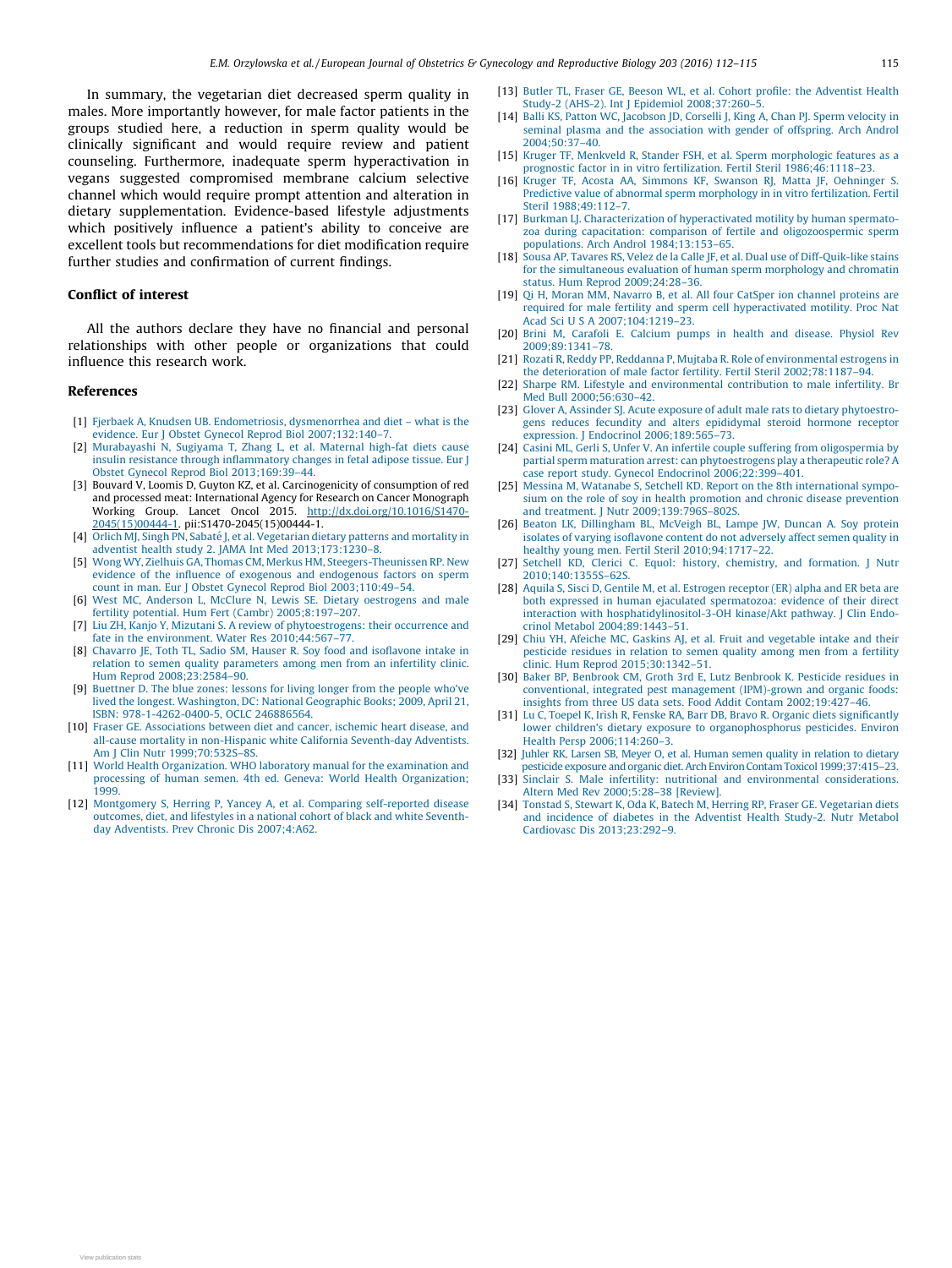In summary, the vegetarian diet decreased sperm quality in males. More importantly however, for male factor patients in the groups studied here, a reduction in sperm quality would be clinically significant and would require review and patient counseling. Furthermore, inadequate sperm hyperactivation in vegans suggested compromised membrane calcium selective channel which would require prompt attention and alteration in dietary supplementation. Evidence-based lifestyle adjustments which positively influence a patient's ability to conceive are excellent tools but recommendations for diet modification require further studies and confirmation of current findings.

## Conflict of interest

All the authors declare they have no financial and personal relationships with other people or organizations that could influence this research work.

## References

[1] Fjerbaek A, Knudsen UB. Endometriosis, dysmenorrhea and diet – what is the evidence. Eur J Obstet Gynecol Reprod Biol 2007;132:140–7.

[2] Murabayashi N, Sugiyama T, Zhang L, et al. Maternal high-fat diets cause insulin resistance through inflammatory changes in fetal adipose tissue. Eur J Obstet Gynecol Reprod Biol 2013;169:39–44.

[3] Bouvard V, Loomis D, Guyton KZ, et al. Carcinogenicity of consumption of red and processed meat: International Agency for Research on Cancer Monograph Working Group. Lancet Oncol 2015. http://dx.doi.org/10.1016/S1470-2045(15)00444-1. pii:S1470-2045(15)00444-1.

[4] Orlich MJ, Singh PN, Sabaté J, et al. Vegetarian dietary patterns and mortality in adventist health study 2. JAMA Int Med 2013;173:1230–8.

[5] Wong WY, Zielhuis GA, Thomas CM, Merkus HM, Steegers-Theunissen RP. New evidence of the influence of exogenous and endogenous factors on sperm count in man. Eur J Obstet Gynecol Reprod Biol 2003;110:49–54.

[6] West MC, Anderson L, McClure N, Lewis SE. Dietary oestrogens and male fertility potential. Hum Fert (Cambr) 2005;8:197–207.

[7] Liu ZH, Kanjo Y, Mizutani S. A review of phytoestrogens: their occurrence and fate in the environment. Water Res 2010;44:567–77.

[8] Chavarro JE, Toth TL, Sadio SM, Hauser R. Soy food and isoflavone intake in relation to semen quality parameters among men from an infertility clinic. Hum Reprod 2008;23:2584–90.

[9] Buettner D. The blue zones: lessons for living longer from the people who've lived the longest. Washington, DC: National Geographic Books; 2009, April 21, ISBN: 978-1-4262-0400-5, OCLC 246886564.

[10] Fraser GE. Associations between diet and cancer, ischemic heart disease, and all-cause mortality in non-Hispanic white California Seventh-day Adventists. Am J Clin Nutr 1999;70:532S–8S.

[11] World Health Organization. WHO laboratory manual for the examination and processing of human semen. 4th ed. Geneva: World Health Organization; 1999.

[12] Montgomery S, Herring P, Yancey A, et al. Comparing self-reported disease outcomes, diet, and lifestyles in a national cohort of black and white Seventh-day Adventists. Prev Chronic Dis 2007;4:A62.

[13] Butler TL, Fraser GE, Beeson WL, et al. Cohort profile: the Adventist Health Study-2 (AHS-2). Int J Epidemiol 2008;37:260–5.

[14] Balli KS, Patton WC, Jacobson JD, Corselli J, King A, Chan PJ. Sperm velocity in seminal plasma and the association with gender of offspring. Arch Androl 2004;50:37–40.

[15] Kruger TF, Menkveld R, Stander FSH, et al. Sperm morphologic features as a prognostic factor in in vitro fertilization. Fertil Steril 1986;46:1118–23.

[16] Kruger TF, Acosta AA, Simmons KF, Swanson RJ, Matta JF, Oehninger S. Predictive value of abnormal sperm morphology in in vitro fertilization. Fertil Steril 1988;49:112–7.

[17] Burkman LJ. Characterization of hyperactivated motility by human spermatozoa during capacitation: comparison of fertile and oligozoospermic sperm populations. Arch Androl 1984;13:153–65.

[18] Sousa AP, Tavares RS, Velez de la Calle JF, et al. Dual use of Diff-Quik-like stains for the simultaneous evaluation of human sperm morphology and chromatin status. Hum Reprod 2009;24:28–36.

[19] Qi H, Moran MM, Navarro B, et al. All four CatSper ion channel proteins are required for male fertility and sperm cell hyperactivated motility. Proc Nat Acad Sci U S A 2007;104:1219–23.

[20] Brini M, Carafoli E. Calcium pumps in health and disease. Physiol Rev 2009;89:1341–78.

[21] Rozati R, Reddy PP, Reddanna P, Mujtaba R. Role of environmental estrogens in the deterioration of male factor fertility. Fertil Steril 2002;78:1187–94.

[22] Sharpe RM. Lifestyle and environmental contribution to male infertility. Br Med Bull 2000;56:630–42.

[23] Glover A, Assinder SJ. Acute exposure of adult male rats to dietary phytoestrogens reduces fecundity and alters epididymal steroid hormone receptor expression. J Endocrinol 2006;189:565–73.

[24] Casini ML, Gerli S, Unfer V. An infertile couple suffering from oligospermia by partial sperm maturation arrest: can phytoestrogens play a therapeutic role? A case report study. Gynecol Endocrinol 2006;22:399–401.

[25] Messina M, Watanabe S, Setchell KD. Report on the 8th international symposium on the role of soy in health promotion and chronic disease prevention and treatment. J Nutr 2009;139:796S–802S.

[26] Beaton LK, Dillingham BL, McVeigh BL, Lampe JW, Duncan A. Soy protein isolates of varying isoflavone content do not adversely affect semen quality in healthy young men. Fertil Steril 2010;94:1717–22.

[27] Setchell KD, Clerici C. Equol: history, chemistry, and formation. J Nutr 2010;140:1355S–62S.

[28] Aquila S, Sisci D, Gentile M, et al. Estrogen receptor (ER) alpha and ER beta are both expressed in human ejaculated spermatozoa: evidence of their direct interaction with hosphatidylinositol-3-OH kinase/Akt pathway. J Clin Endocrinol Metabol 2004;89:1443–51.

[29] Chiu YH, Afeiche MC, Gaskins AJ, et al. Fruit and vegetable intake and their pesticide residues in relation to semen quality among men from a fertility clinic. Hum Reprod 2015;30:1342–51.

[30] Baker BP, Benbrook CM, Groth 3rd E, Lutz Benbrook K. Pesticide residues in conventional, integrated pest management (IPM)-grown and organic foods: insights from three US data sets. Food Addit Contam 2002;19:427–46.

[31] Lu C, Toepel K, Irish R, Fenske RA, Barr DB, Bravo R. Organic diets significantly lower children's dietary exposure to organophosphorus pesticides. Environ Health Persp 2006;114:260–3.

[32] Juhler RK, Larsen SB, Meyer O, et al. Human semen quality in relation to dietary pesticide exposure and organic diet. Arch Environ Contam Toxicol 1999;37:415–23.

[33] Sinclair S. Male infertility: nutritional and environmental considerations. Altern Med Rev 2000;5:28–38 [Review].

[34] Tonstad S, Stewart K, Oda K, Batech M, Herring RP, Fraser GE. Vegetarian diets and incidence of diabetes in the Adventist Health Study-2. Nutr Metabol Cardiovasc Dis 2013;23:292–9.